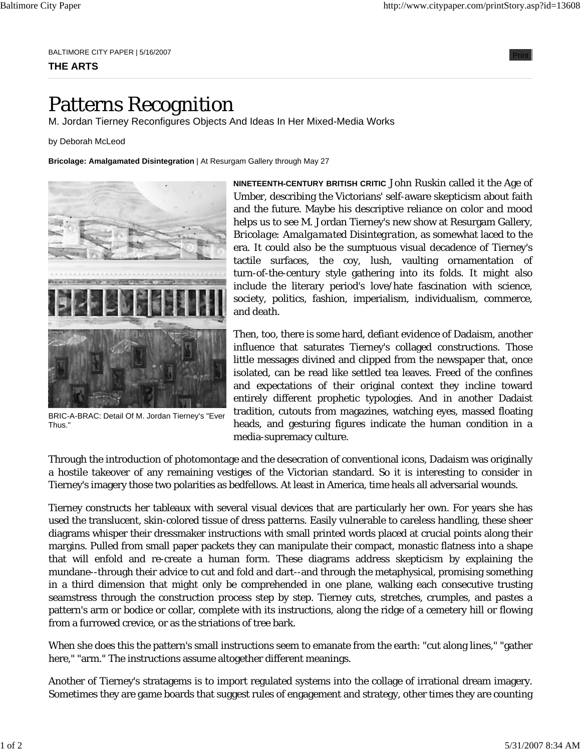BALTIMORE CITY PAPER | 5/16/2007

**THE ARTS**

# Patterns Recognition

M. Jordan Tierney Reconfigures Objects And Ideas In Her Mixed-Media Works

by Deborah McLeod

**Bricolage: Amalgamated Disintegration** | At Resurgam Gallery through May 27

BRIC-A-BRAC: Detail Of M. Jordan Tierney's "Ever Thus."

**NINETEENTH-CENTURY BRITISH CRITIC** John Ruskin called it the Age of Umber, describing the Victorians' self-aware skepticism about faith and the future. Maybe his descriptive reliance on color and mood helps us to see M. Jordan Tierney's new show at Resurgam Gallery, *Bricolage: Amalgamated Disintegration*, as somewhat laced to the era. It could also be the sumptuous visual decadence of Tierney's tactile surfaces, the coy, lush, vaulting ornamentation of turn-of-the-century style gathering into its folds. It might also include the literary period's love/hate fascination with science, society, politics, fashion, imperialism, individualism, commerce, and death.

Then, too, there is some hard, defiant evidence of Dadaism, another influence that saturates Tierney's collaged constructions. Those little messages divined and clipped from the newspaper that, once isolated, can be read like settled tea leaves. Freed of the confines and expectations of their original context they incline toward entirely different prophetic typologies. And in another Dadaist tradition, cutouts from magazines, watching eyes, massed floating heads, and gesturing figures indicate the human condition in a media-supremacy culture.

Through the introduction of photomontage and the desecration of conventional icons, Dadaism was originally a hostile takeover of any remaining vestiges of the Victorian standard. So it is interesting to consider in Tierney's imagery those two polarities as bedfellows. At least in America, time heals all adversarial wounds.

Tierney constructs her tableaux with several visual devices that are particularly her own. For years she has used the translucent, skin-colored tissue of dress patterns. Easily vulnerable to careless handling, these sheer diagrams whisper their dressmaker instructions with small printed words placed at crucial points along their margins. Pulled from small paper packets they can manipulate their compact, monastic flatness into a shape that will enfold and re-create a human form. These diagrams address skepticism by explaining the mundane--through their advice to cut and fold and dart--and through the metaphysical, promising something in a third dimension that might only be comprehended in one plane, walking each consecutive trusting seamstress through the construction process step by step. Tierney cuts, stretches, crumples, and pastes a pattern's arm or bodice or collar, complete with its instructions, along the ridge of a cemetery hill or flowing from a furrowed crevice, or as the striations of tree bark.

When she does this the pattern's small instructions seem to emanate from the earth: "cut along lines," "gather here," "arm." The instructions assume altogether different meanings.

Another of Tierney's stratagems is to import regulated systems into the collage of irrational dream imagery. Sometimes they are game boards that suggest rules of engagement and strategy, other times they are counting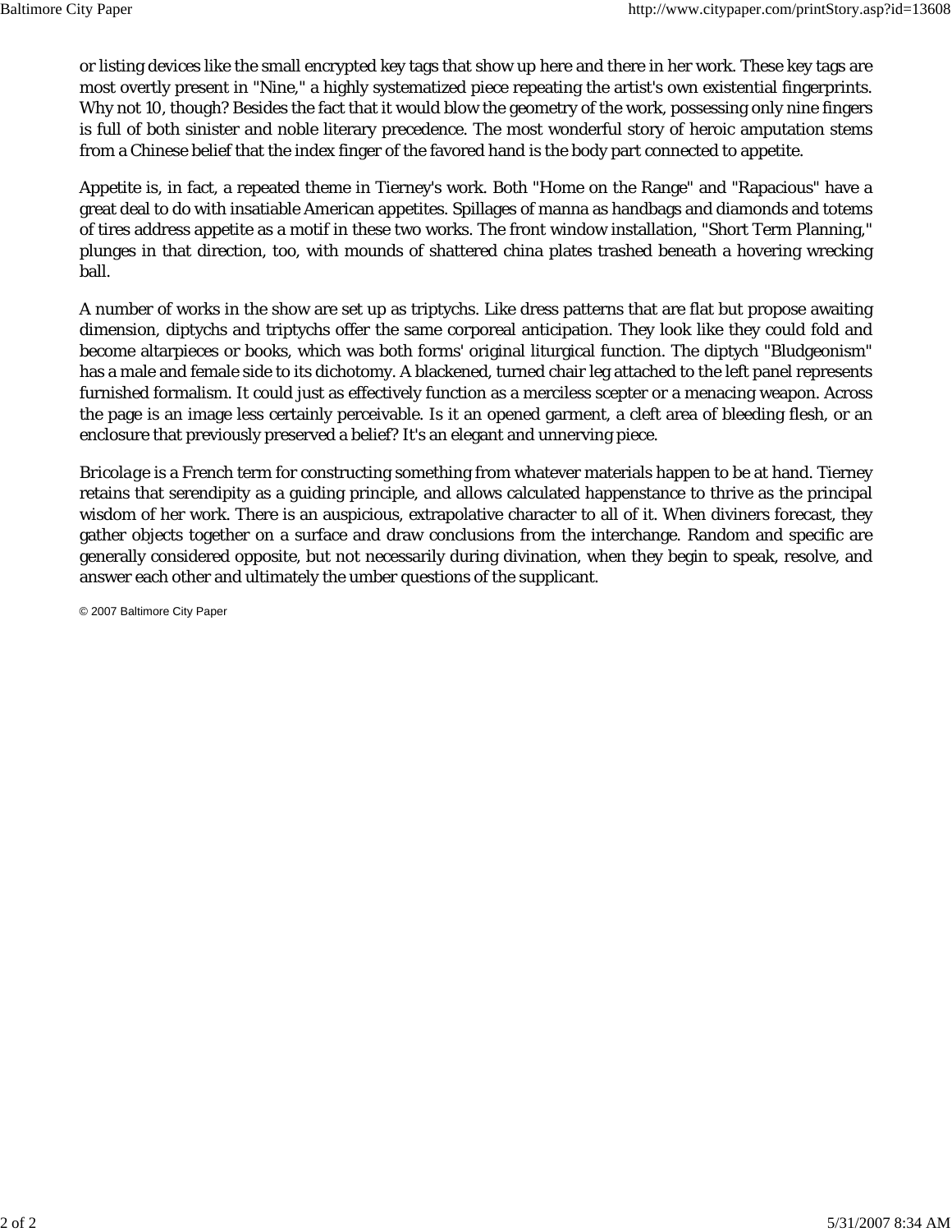or listing devices like the small encrypted key tags that show up here and there in her work. These key tags are most overtly present in "Nine," a highly systematized piece repeating the artist's own existential fingerprints. Why not 10, though? Besides the fact that it would blow the geometry of the work, possessing only nine fingers is full of both sinister and noble literary precedence. The most wonderful story of heroic amputation stems from a Chinese belief that the index finger of the favored hand is the body part connected to appetite.

Appetite is, in fact, a repeated theme in Tierney's work. Both "Home on the Range" and "Rapacious" have a great deal to do with insatiable American appetites. Spillages of manna as handbags and diamonds and totems of tires address appetite as a motif in these two works. The front window installation, "Short Term Planning," plunges in that direction, too, with mounds of shattered china plates trashed beneath a hovering wrecking ball.

A number of works in the show are set up as triptychs. Like dress patterns that are flat but propose awaiting dimension, diptychs and triptychs offer the same corporeal anticipation. They look like they could fold and become altarpieces or books, which was both forms' original liturgical function. The diptych "Bludgeonism" has a male and female side to its dichotomy. A blackened, turned chair leg attached to the left panel represents furnished formalism. It could just as effectively function as a merciless scepter or a menacing weapon. Across the page is an image less certainly perceivable. Is it an opened garment, a cleft area of bleeding flesh, or an enclosure that previously preserved a belief? It's an elegant and unnerving piece.

*Bricolage* is a French term for constructing something from whatever materials happen to be at hand. Tierney retains that serendipity as a guiding principle, and allows calculated happenstance to thrive as the principal wisdom of her work. There is an auspicious, extrapolative character to all of it. When diviners forecast, they gather objects together on a surface and draw conclusions from the interchange. Random and specific are generally considered opposite, but not necessarily during divination, when they begin to speak, resolve, and answer each other and ultimately the umber questions of the supplicant.

© 2007 Baltimore City Paper